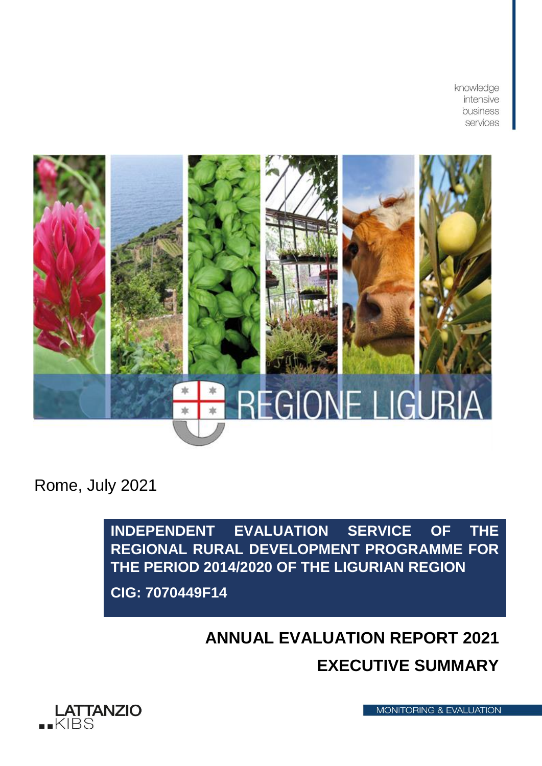knowledge intensive business services

REGIONE LIGURIA

Rome, July 2021

**INDEPENDENT EVALUATION SERVICE OF THE REGIONAL RURAL DEVELOPMENT PROGRAMME FOR THE PERIOD 2014/2020 OF THE LIGURIAN REGION**

**CIG: 7070449F14**

# ANNUAL EVALUATION REPORT 2021

# EXECUTIVE SUMMARY

LATTANZIO KIBS

MONITORING & EVALUATION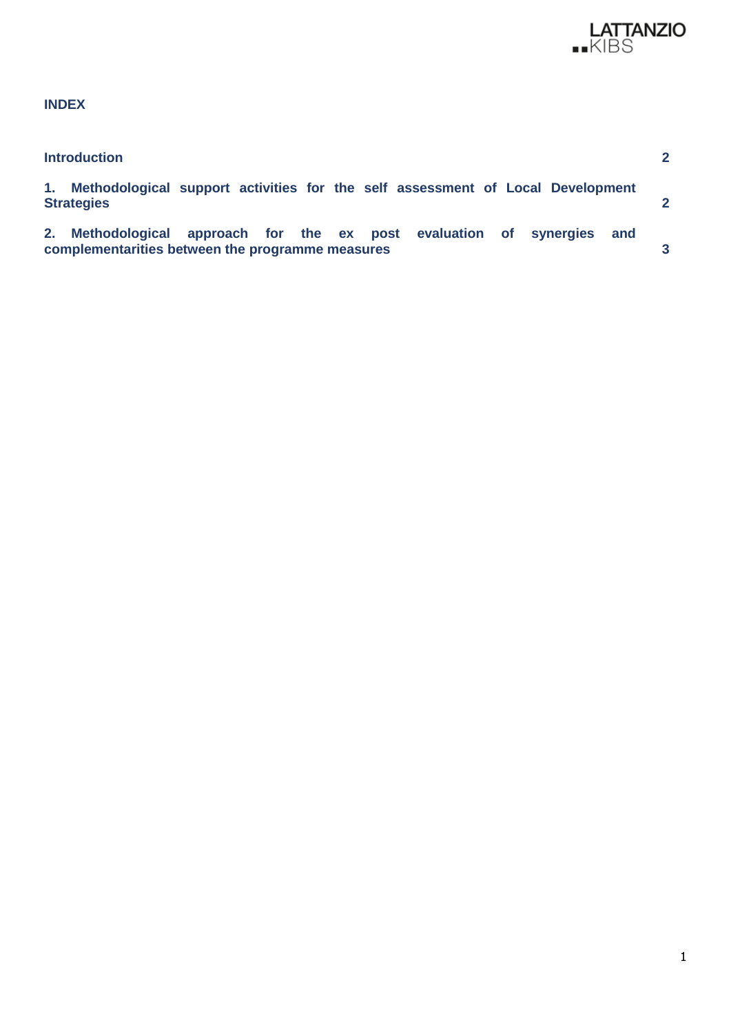**INDEX**

| | |
|---|---|
| **Introduction** | **2** |
| **1. Methodological support activities for the self assessment of Local Development Strategies** | **2** |
| **2. Methodological approach for the ex post evaluation of synergies and complementarities between the programme measures** | **3** |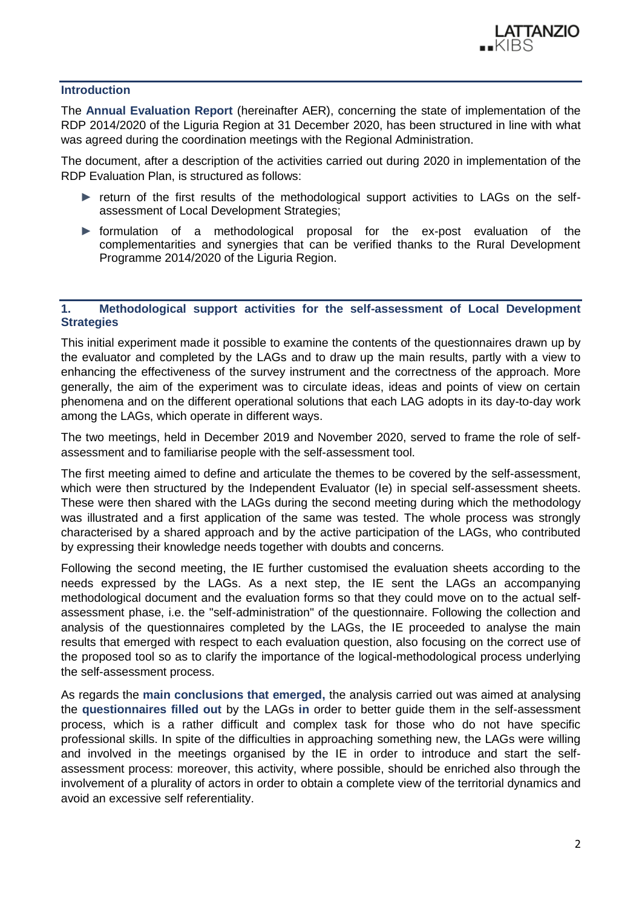## Introduction

The **Annual Evaluation Report** (hereinafter AER), concerning the state of implementation of the RDP 2014/2020 of the Liguria Region at 31 December 2020, has been structured in line with what was agreed during the coordination meetings with the Regional Administration.

The document, after a description of the activities carried out during 2020 in implementation of the RDP Evaluation Plan, is structured as follows:

- return of the first results of the methodological support activities to LAGs on the self-assessment of Local Development Strategies;
- formulation of a methodological proposal for the ex-post evaluation of the complementarities and synergies that can be verified thanks to the Rural Development Programme 2014/2020 of the Liguria Region.

## 1. Methodological support activities for the self-assessment of Local Development Strategies

This initial experiment made it possible to examine the contents of the questionnaires drawn up by the evaluator and completed by the LAGs and to draw up the main results, partly with a view to enhancing the effectiveness of the survey instrument and the correctness of the approach. More generally, the aim of the experiment was to circulate ideas, ideas and points of view on certain phenomena and on the different operational solutions that each LAG adopts in its day-to-day work among the LAGs, which operate in different ways.

The two meetings, held in December 2019 and November 2020, served to frame the role of self-assessment and to familiarise people with the self-assessment tool.

The first meeting aimed to define and articulate the themes to be covered by the self-assessment, which were then structured by the Independent Evaluator (Ie) in special self-assessment sheets. These were then shared with the LAGs during the second meeting during which the methodology was illustrated and a first application of the same was tested. The whole process was strongly characterised by a shared approach and by the active participation of the LAGs, who contributed by expressing their knowledge needs together with doubts and concerns.

Following the second meeting, the IE further customised the evaluation sheets according to the needs expressed by the LAGs. As a next step, the IE sent the LAGs an accompanying methodological document and the evaluation forms so that they could move on to the actual self-assessment phase, i.e. the "self-administration" of the questionnaire. Following the collection and analysis of the questionnaires completed by the LAGs, the IE proceeded to analyse the main results that emerged with respect to each evaluation question, also focusing on the correct use of the proposed tool so as to clarify the importance of the logical-methodological process underlying the self-assessment process.

As regards the **main conclusions that emerged,** the analysis carried out was aimed at analysing the **questionnaires filled out** by the LAGs **in** order to better guide them in the self-assessment process, which is a rather difficult and complex task for those who do not have specific professional skills. In spite of the difficulties in approaching something new, the LAGs were willing and involved in the meetings organised by the IE in order to introduce and start the self-assessment process: moreover, this activity, where possible, should be enriched also through the involvement of a plurality of actors in order to obtain a complete view of the territorial dynamics and avoid an excessive self referentiality.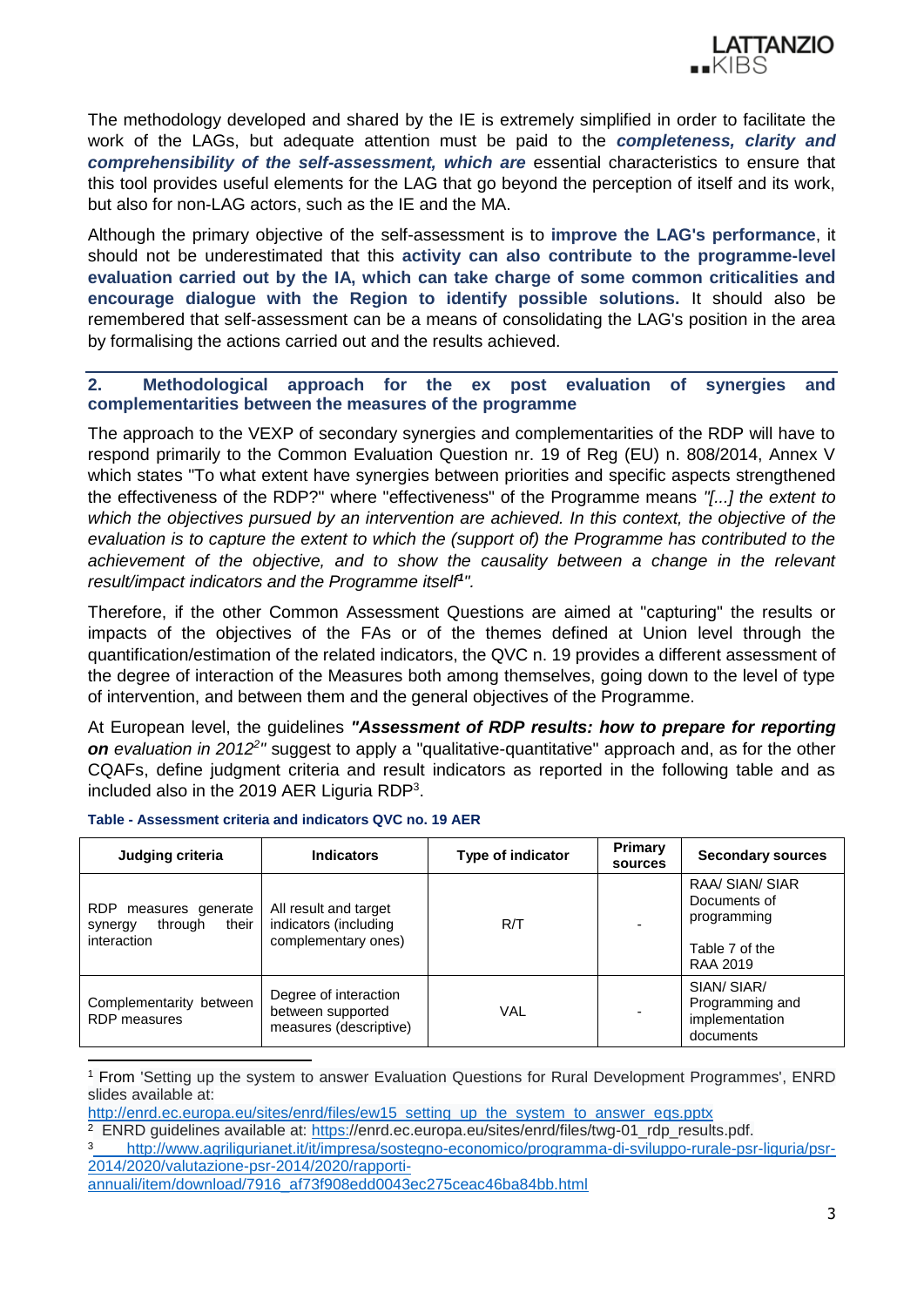The methodology developed and shared by the IE is extremely simplified in order to facilitate the work of the LAGs, but adequate attention must be paid to the ***completeness, clarity and comprehensibility of the self-assessment, which are*** essential characteristics to ensure that this tool provides useful elements for the LAG that go beyond the perception of itself and its work, but also for non-LAG actors, such as the IE and the MA.

Although the primary objective of the self-assessment is to **improve the LAG's performance**, it should not be underestimated that this **activity can also contribute to the programme-level evaluation carried out by the IA, which can take charge of some common criticalities and encourage dialogue with the Region to identify possible solutions.** It should also be remembered that self-assessment can be a means of consolidating the LAG's position in the area by formalising the actions carried out and the results achieved.

## 2. Methodological approach for the ex post evaluation of synergies and complementarities between the measures of the programme

The approach to the VEXP of secondary synergies and complementarities of the RDP will have to respond primarily to the Common Evaluation Question nr. 19 of Reg (EU) n. 808/2014, Annex V which states "To what extent have synergies between priorities and specific aspects strengthened the effectiveness of the RDP?" where "effectiveness" of the Programme means *"[...] the extent to which the objectives pursued by an intervention are achieved. In this context, the objective of the evaluation is to capture the extent to which the (support of) the Programme has contributed to the achievement of the objective, and to show the causality between a change in the relevant result/impact indicators and the Programme itself*[1]*".*

Therefore, if the other Common Assessment Questions are aimed at "capturing" the results or impacts of the objectives of the FAs or of the themes defined at Union level through the quantification/estimation of the related indicators, the QVC n. 19 provides a different assessment of the degree of interaction of the Measures both among themselves, going down to the level of type of intervention, and between them and the general objectives of the Programme.

At European level, the guidelines ***"Assessment of RDP results: how to prepare for reporting on*** *evaluation in 2012*[2]*"* suggest to apply a "qualitative-quantitative" approach and, as for the other CQAFs, define judgment criteria and result indicators as reported in the following table and as included also in the 2019 AER Liguria RDP[3].

**Table - Assessment criteria and indicators QVC no. 19 AER**

| Judging criteria | Indicators | Type of indicator | Primary sources | Secondary sources |
|---|---|---|---|---|
| RDP measures generate synergy through their interaction | All result and target indicators (including complementary ones) | R/T | - | RAA/ SIAN/ SIAR Documents of programming<br><br>Table 7 of the RAA 2019 |
| Complementarity between RDP measures | Degree of interaction between supported measures (descriptive) | VAL | - | SIAN/ SIAR/ Programming and implementation documents |

[1] From 'Setting up the system to answer Evaluation Questions for Rural Development Programmes', ENRD slides available at: http://enrd.ec.europa.eu/sites/enrd/files/ew15_setting_up_the_system_to_answer_eqs.pptx

[2] ENRD guidelines available at: https://enrd.ec.europa.eu/sites/enrd/files/twg-01_rdp_results.pdf.

[3] http://www.agriligurianet.it/it/impresa/sostegno-economico/programma-di-sviluppo-rurale-psr-liguria/psr-2014/2020/valutazione-psr-2014/2020/rapporti-annuali/item/download/7916_af73f908edd0043ec275ceac46ba84bb.html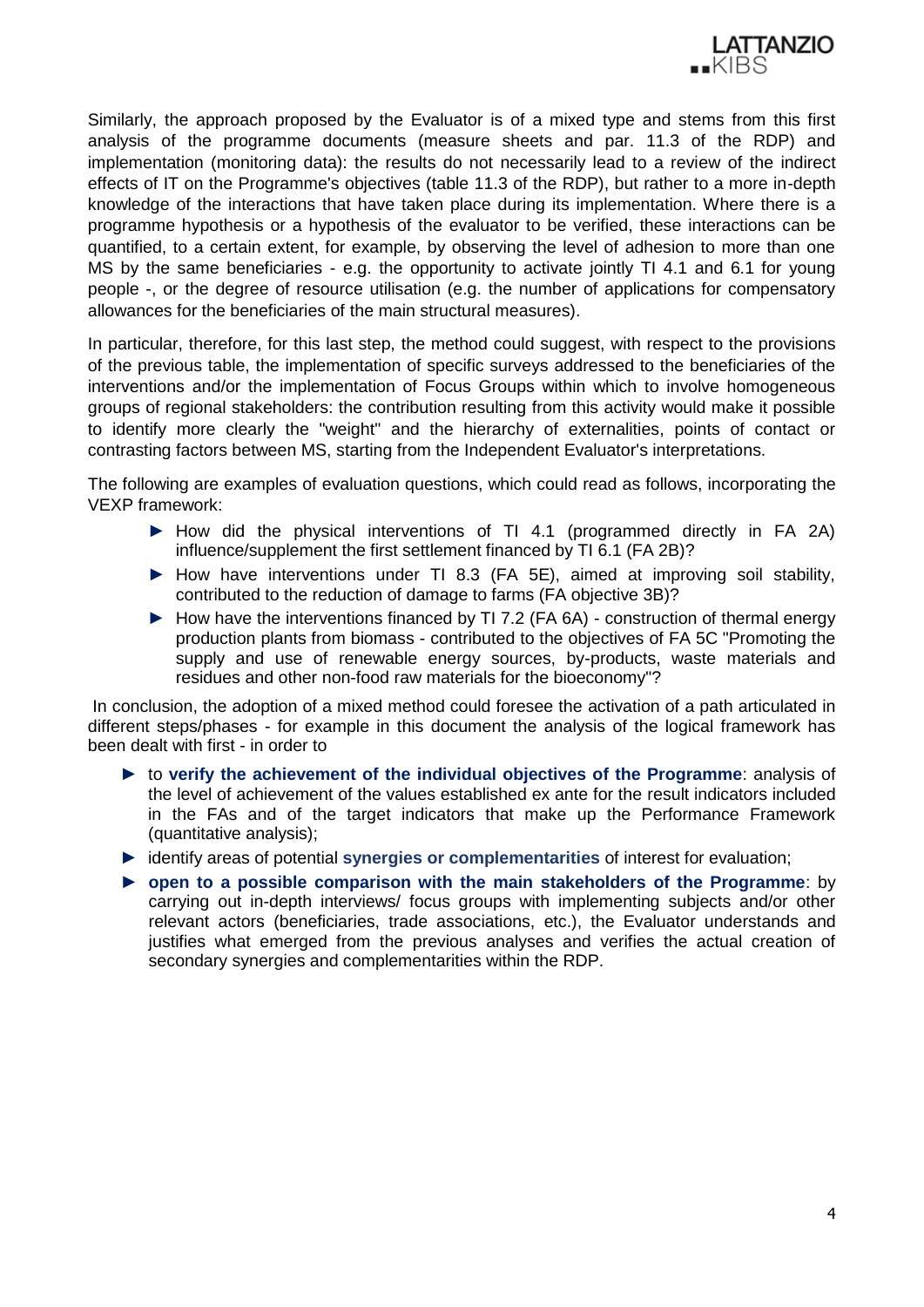Similarly, the approach proposed by the Evaluator is of a mixed type and stems from this first analysis of the programme documents (measure sheets and par. 11.3 of the RDP) and implementation (monitoring data): the results do not necessarily lead to a review of the indirect effects of IT on the Programme's objectives (table 11.3 of the RDP), but rather to a more in-depth knowledge of the interactions that have taken place during its implementation. Where there is a programme hypothesis or a hypothesis of the evaluator to be verified, these interactions can be quantified, to a certain extent, for example, by observing the level of adhesion to more than one MS by the same beneficiaries - e.g. the opportunity to activate jointly TI 4.1 and 6.1 for young people -, or the degree of resource utilisation (e.g. the number of applications for compensatory allowances for the beneficiaries of the main structural measures).

In particular, therefore, for this last step, the method could suggest, with respect to the provisions of the previous table, the implementation of specific surveys addressed to the beneficiaries of the interventions and/or the implementation of Focus Groups within which to involve homogeneous groups of regional stakeholders: the contribution resulting from this activity would make it possible to identify more clearly the "weight" and the hierarchy of externalities, points of contact or contrasting factors between MS, starting from the Independent Evaluator's interpretations.

The following are examples of evaluation questions, which could read as follows, incorporating the VEXP framework:

- How did the physical interventions of TI 4.1 (programmed directly in FA 2A) influence/supplement the first settlement financed by TI 6.1 (FA 2B)?
- How have interventions under TI 8.3 (FA 5E), aimed at improving soil stability, contributed to the reduction of damage to farms (FA objective 3B)?
- How have the interventions financed by TI 7.2 (FA 6A) - construction of thermal energy production plants from biomass - contributed to the objectives of FA 5C "Promoting the supply and use of renewable energy sources, by-products, waste materials and residues and other non-food raw materials for the bioeconomy"?

In conclusion, the adoption of a mixed method could foresee the activation of a path articulated in different steps/phases - for example in this document the analysis of the logical framework has been dealt with first - in order to

- to **verify the achievement of the individual objectives of the Programme**: analysis of the level of achievement of the values established ex ante for the result indicators included in the FAs and of the target indicators that make up the Performance Framework (quantitative analysis);
- identify areas of potential **synergies or complementarities** of interest for evaluation;
- **open to a possible comparison with the main stakeholders of the Programme**: by carrying out in-depth interviews/ focus groups with implementing subjects and/or other relevant actors (beneficiaries, trade associations, etc.), the Evaluator understands and justifies what emerged from the previous analyses and verifies the actual creation of secondary synergies and complementarities within the RDP.